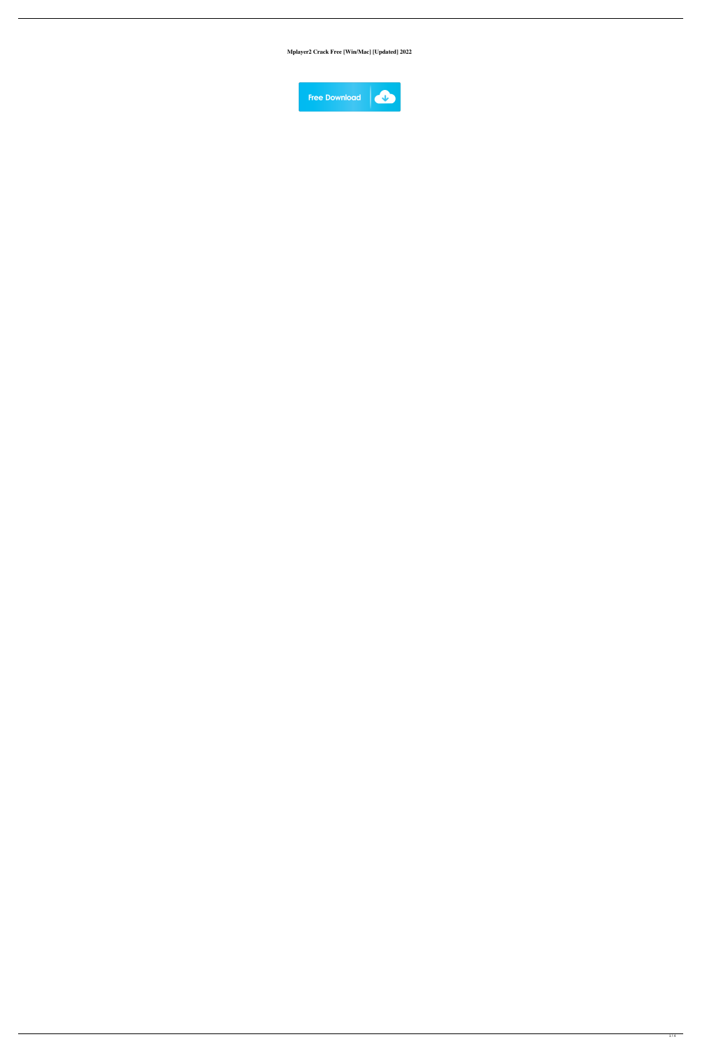**Mplayer2 Crack Free [Win/Mac] [Updated] 2022**

Free Download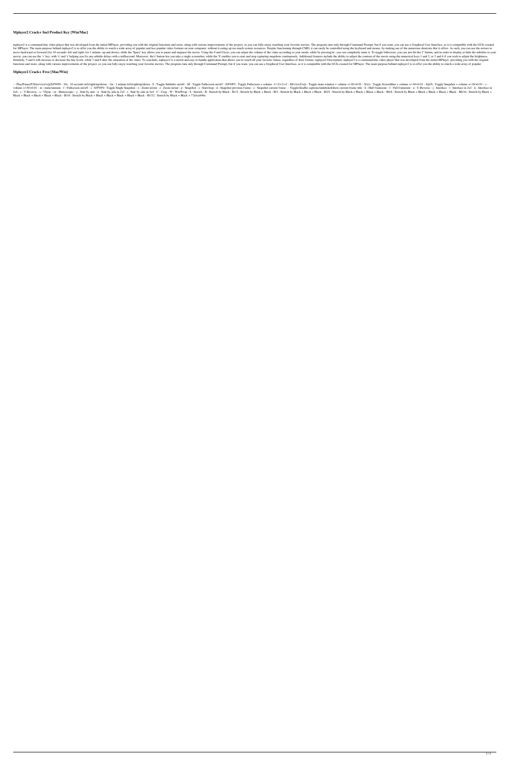## Mplayer2 Crack+ Incl Product Key [Win/Mac]

mplayer2 is a command-line video player that was developed from the initial MPlayer, providing you with the original functions and more, along with various improvements of the project, so you can fully enjoy watching your favorite movies. The program runs only through Command Prompt, but if you want, you can use a Graphical User Interface, as it is compatible with the GUIs created for MPlayer. The main purpose behind mplayer2 is to offer you the ability to watch a wide array of popular and less popular video formats on your computer, without it eating up too much system resources. Despite functioning through CMD, it can easily be controlled using the keyboard and mouse, by making use of the numerous shortcuts that it offers. As such, you can use the arrows to move backward or forward (for 10 seconds: left and right; for 1 minute: up and down), while the 'Space' key allows you to pause and unpause the movie. Using the 9 and 0 keys, you can adjust the volume of the video according to your needs, while by pressing 'm', you can completely mute it. To toggle fullscreen, you can just hit the 'f' button, and in order to display or hide the subtitles to your movie, you can use the 'v' key, with 'x' and 'z' helping you fix any subtitle delays with a millisecond. Moreover, the's' button lets you take a single screenshot, while the 'S' enables you to start and stop capturing snapshots continuously. Additional features include the ability to adjust the contrast of the movie using the numerical keys 1 and 2, or 3 and 4 if you wish to adjust the brightness. Similarly, 5 and 6 will increase or decrease the hue levels, while 7 and 8 alter the saturation of the video. To conclude, mplayer2 is a useful and easy to handle application that allows you to watch all your favorite videos, regardless of their format. mplayer2 Description: mplayer2 is a command-line video player that was developed from the initial MPlayer, providing you with the original functions and more, along with various improvements of the project, so you can fully enjoy watching your favorite movies. The program runs only through Command Prompt, but if you want, you can use a Graphical User Interface, as it is compatible with the GUIs created for MPlayer. The main purpose behind mplayer2 is to offer you the ability to watch a wide array of popular

## Mplayer2 Crack+ Free [Mac/Win]

- : Play/Pause/F/S/m/v/x/z/s/p/S/P9/F0 - 10s : 10 seconds left/right/up/down - 1m : 1 minute left/right/up/down - S : Toggle Subtitles on/off - M : Toggle Fullscreen on/off - S/P9/F0 : Toggle Fullscreen + volume -1/-2/+1/+2 - M/v/x/z/f/s/p : Toggle main window + volume +/-/0/+0.01 - S/x/z : Toggle ScreenShot + volume +/-/0/+0.01 - S/p/S : Toggle Snapshot + volume +/-/0/+0.01 - v : volume +/-/0/+0.01 - m : mute/unmute - f : Fullscreen on/off - s : S/P9/F0 : Toggle Single Snapshot - x : Zoom in/out - z : Zoom in/out - p : Snapshot - c : Start/stop - d : Snapshot previous frame - e : Snapshot current frame - : Toggle/disable captions/unlabeled/show current frame title - h : Half framerate - f : Full framerate - u : U-Reverse - j : Interlace - l : Interlace in 4x4 - r : V-Reverse - x : VSync - m : Monoscopic - y : Side by side - n : Side by side in 2x2 - t : Side by side in 4x4 - C : Crop - W : WinWrap - S : Stretch - B : Stretch by Black - B1/2 : Stretch by Black + Black - B/2 : Stretch by Black + Black + Black - B2/4 : Stretch by Black + Black + Black + Black - B4/8 : Stretch by Black + Black + Black + Black + Black - B8/16 : Stretch by Black + Black + Black + Black + Black - B/16 : Stretch by Black + Black + Black + Black + Black + Black - B1/32 : Stretch by Black + Black + 77a5ca646e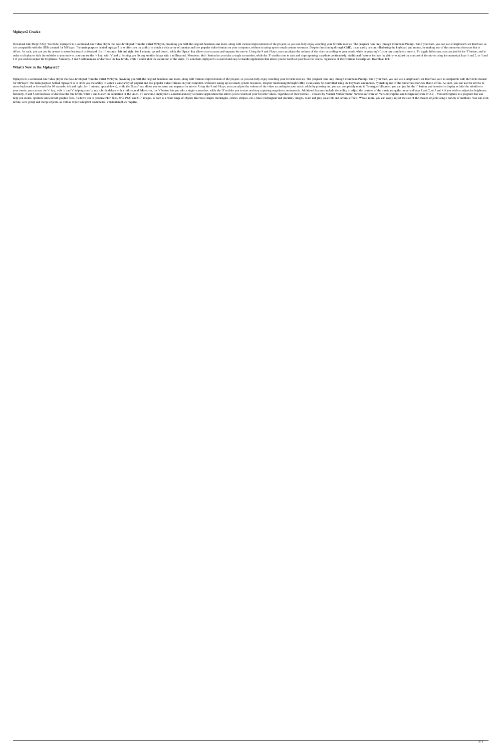### Mplayer2 Crack+

Download link: Help: FAQ: YouTube: mplayer2 is a command-line video player that was developed from the initial MPlayer, providing you with the original functions and more, along with various improvements of the project, so you can fully enjoy watching your favorite movies. The program runs only through Command Prompt, but if you want, you can use a Graphical User Interface, as it is compatible with the GUIs created for MPlayer. The main purpose behind mplayer2 is to offer you the ability to watch a wide array of popular and less popular video formats on your computer, without it eating up too much system resources. Despite functioning through CMD, it can easily be controlled using the keyboard and mouse, by making use of the numerous shortcuts that it offers. As such, you can use the arrows to move backward or forward (for 10 seconds: left and right; for 1 minute: up and down), while the 'Space' key allows you to pause and unpause the movie. Using the 9 and 0 keys, you can adjust the volume of the video according to your needs, while by pressing'm', you can completely mute it. To toggle fullscreen, you can just hit the 'f' button, and in order to display or hide the subtitles to your movie, you can use the 'v' key, with 'x' and 'z' helping you fix any subtitle delays with a millisecond. Moreover, the's' button lets you take a single screenshot, while the 'S' enables you to start and stop capturing snapshots continuously. Additional features include the ability to adjust the contrast of the movie using the numerical keys 1 and 2, or 3 and 4 if you wish to adjust the brightness. Similarly, 5 and 6 will increase or decrease the hue levels, while 7 and 8 alter the saturation of the video. To conclude, mplayer2 is a useful and easy to handle application that allows you to watch all your favorite videos, regardless of their format. Description: Download link:

### What's New in the Mplayer2?

Mplayer2 is a command-line video player that was developed from the initial MPlayer, providing you with the original functions and more, along with various improvements of the project, so you can fully enjoy watching your favorite movies. The program runs only through Command Prompt, but if you want, you can use a Graphical User Interface, as it is compatible with the GUIs created for MPlayer. The main purpose behind mplayer2 is to offer you the ability to watch a wide array of popular and less popular video formats on your computer, without it eating up too much system resources. Despite functioning through CMD, it can easily be controlled using the keyboard and mouse, by making use of the numerous shortcuts that it offers. As such, you can use the arrows to move backward or forward (for 10 seconds: left and right; for 1 minute: up and down), while the 'Space' key allows you to pause and unpause the movie. Using the 9 and 0 keys, you can adjust the volume of the video according to your needs, while by pressing 'm', you can completely mute it. To toggle fullscreen, you can just hit the 'f' button, and in order to display or hide the subtitles to your movie, you can use the 'v' key, with 'x' and 'z' helping you fix any subtitle delays with a millisecond. Moreover, the 's' button lets you take a single screenshot, while the 'S' enables you to start and stop capturing snapshots continuously. Additional features include the ability to adjust the contrast of the movie using the numerical keys 1 and 2, or 3 and 4 if you wish to adjust the brightness. Similarly, 5 and 6 will increase or decrease the hue levels, while 7 and 8 alter the saturation of the video. To conclude, mplayer2 is a useful and easy to handle application that allows you to watch all your favorite videos, regardless of their format. - Created by Manuel Muñoz'mauro' Newest Software on VersionGraphics and Design Software (v.2.2) - VersionGraphics is a program that can help you create, optimize and convert graphic files. It allows you to produce PDF files, JPG, PNG and GIF images, as well as a wide range of objects like basic shapes (rectangles, circles, ellipses, etc.), lines (rectangular and circular), images, color and gray scale fills and several effects. What's more, you can easily adjust the size of the created objects using a variety of methods. You can even define, sort, group and merge objects, as well as export and print documents. VersionGraphics requires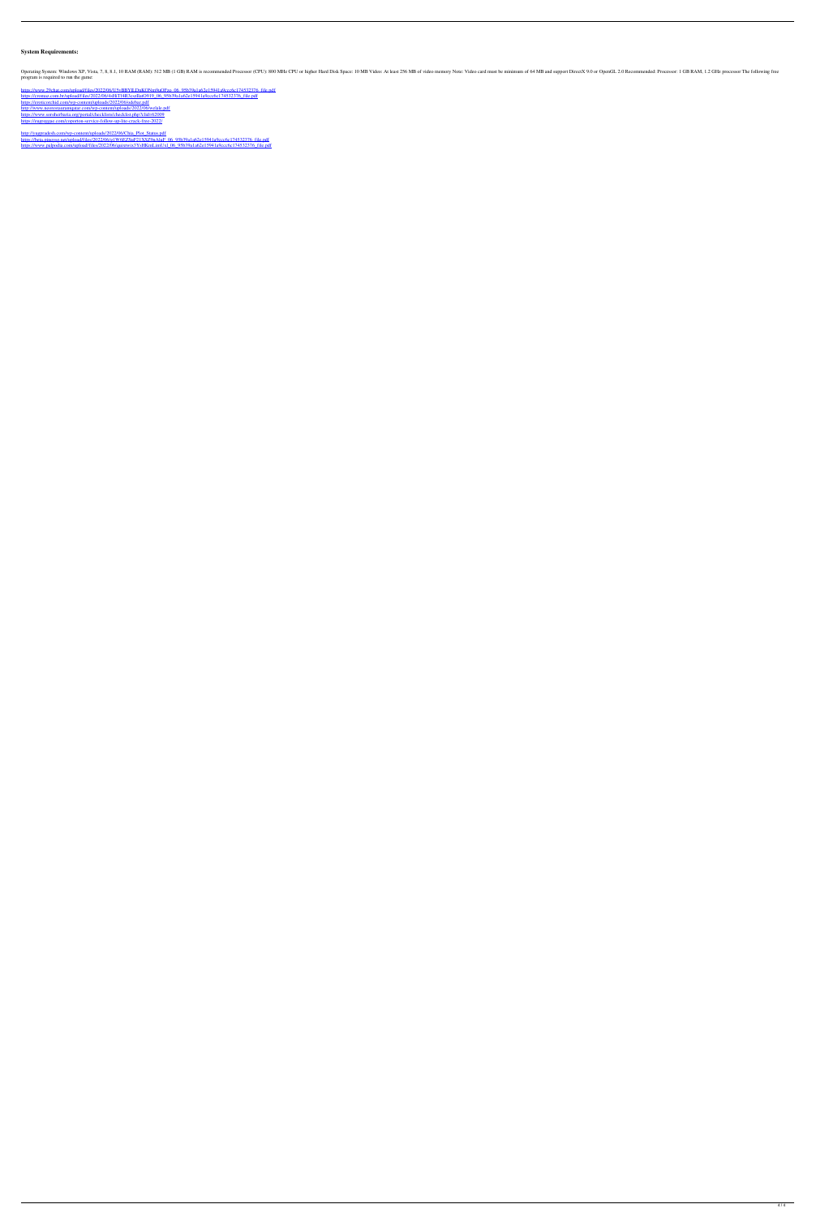### System Requirements:

Operating System: Windows XP, Vista, 7, 8, 8.1, 10 RAM (RAM): 512 MB (1 GB) RAM is recommended Processor (CPU): 800 MHz CPU or higher Hard Disk Space: 10 MB Video: At least 256 MB of video memory Note: Video card must be minimum of 64 MB and support DirectX 9.0 or OpenGL 2.0 Recommended: Processor: 1 GB RAM, 1.2 GHz processor The following free program is required to run the game:

https://www.29chat.com/upload/files/2022/06/U5vBBYlLDnKONn0hOFao_06_95b39a1a62e15941a9ccc6e174532376_file.pdf
https://cromaz.com.br/upload/files/2022/06/4dRTf4R3csdIinG919_06_95b39a1a62e15941a9ccc6e174532376_file.pdf
https://eroticorchid.com/wp-content/uploads/2022/06/odebar.pdf
http://www.neorestaurantqatar.com/wp-content/uploads/2022/06/wilale.pdf
https://www.sorbherbaria.org/portal/checklists/checklist.php?clid=62009
https://yugraggae.com/coporton-service-follow-up-lite-crack-free-2022/

http://yugrapdosh.com/wp-content/uploads/2022/06/Chia_Plot_Status.pdf
https://beta.pinoxo.net/upload/files/2022/06/aTW6FZSuF21XSZ9nJdaF_06_95b39a1a62e15941a9ccc6e174532376_file.pdf
https://www.palpodia.com/upload/files/2022/06/quisuwn3YsHKmLimUsl_06_95b39a1a62e15941a9ccc6e174532376_file.pdf